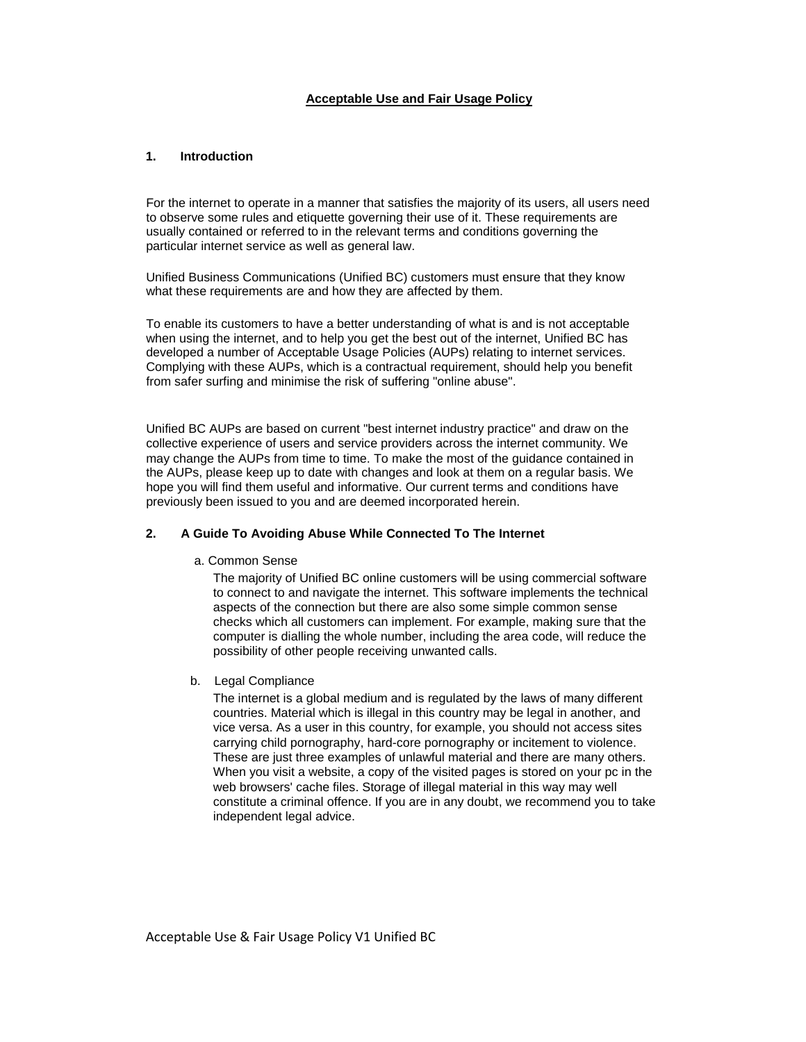# Acceptable Use and Fair Usage Policy

## 1. Introduction

For the internet to operate in a manner that satisfies the majority of its users, all users need to observe some rules and etiquette governing their use of it. These requirements are usually contained or referred to in the relevant terms and conditions governing the particular internet service as well as general law.

Unified Business Communications (Unified BC) customers must ensure that they know what these requirements are and how they are affected by them.

To enable its customers to have a better understanding of what is and is not acceptable when using the internet, and to help you get the best out of the internet, Unified BC has developed a number of Acceptable Usage Policies (AUPs) relating to internet services. Complying with these AUPs, which is a contractual requirement, should help you benefit from safer surfing and minimise the risk of suffering "online abuse".

Unified BC AUPs are based on current "best internet industry practice" and draw on the collective experience of users and service providers across the internet community. We may change the AUPs from time to time. To make the most of the guidance contained in the AUPs, please keep up to date with changes and look at them on a regular basis. We hope you will find them useful and informative. Our current terms and conditions have previously been issued to you and are deemed incorporated herein.

## 2. A Guide To Avoiding Abuse While Connected To The Internet

a. Common Sense

The majority of Unified BC online customers will be using commercial software to connect to and navigate the internet. This software implements the technical aspects of the connection but there are also some simple common sense checks which all customers can implement. For example, making sure that the computer is dialling the whole number, including the area code, will reduce the possibility of other people receiving unwanted calls.

b. Legal Compliance

The internet is a global medium and is regulated by the laws of many different countries. Material which is illegal in this country may be legal in another, and vice versa. As a user in this country, for example, you should not access sites carrying child pornography, hard-core pornography or incitement to violence. These are just three examples of unlawful material and there are many others. When you visit a website, a copy of the visited pages is stored on your pc in the web browsers' cache files. Storage of illegal material in this way may well constitute a criminal offence. If you are in any doubt, we recommend you to take independent legal advice.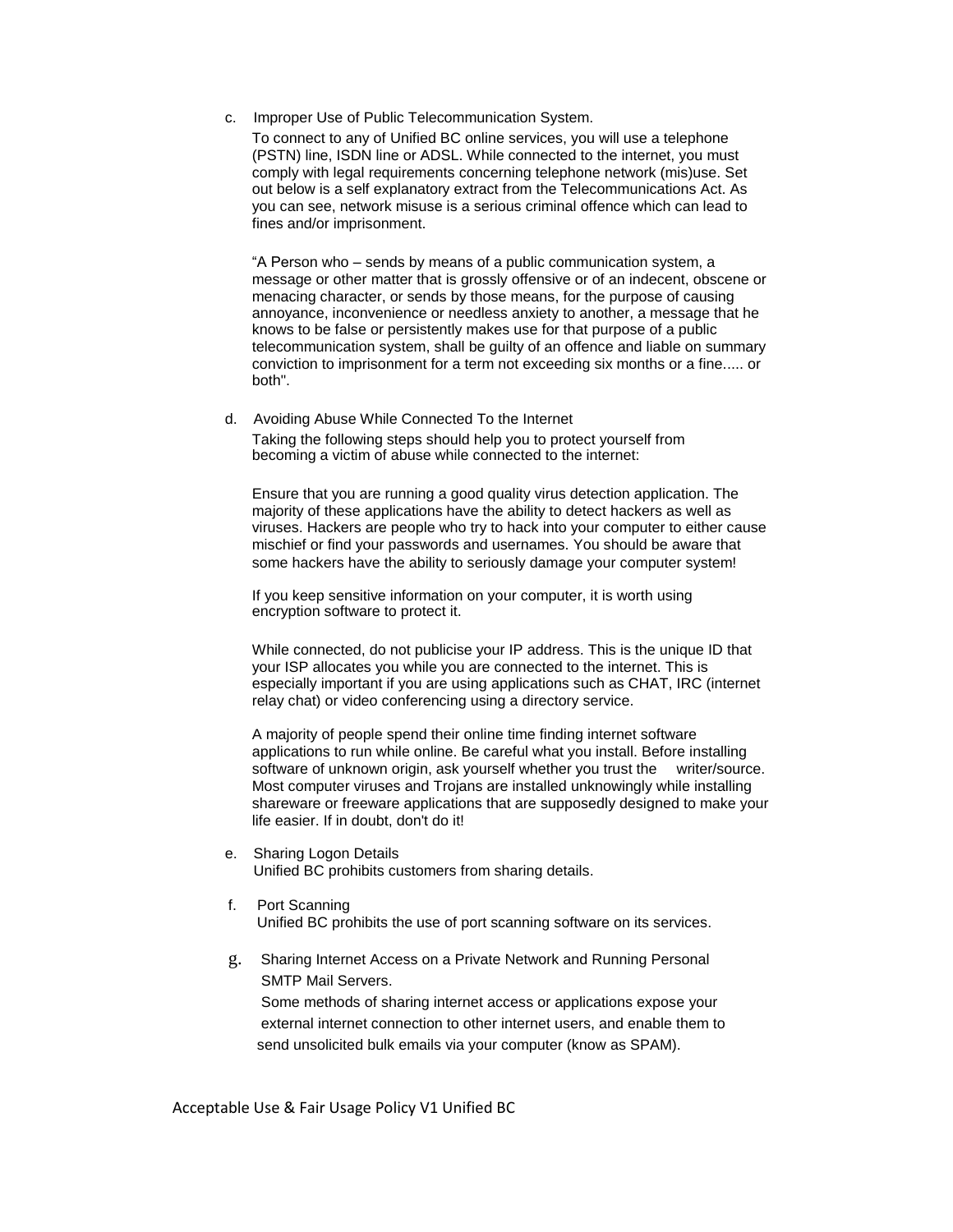c. Improper Use of Public Telecommunication System.

To connect to any of Unified BC online services, you will use a telephone (PSTN) line, ISDN line or ADSL. While connected to the internet, you must comply with legal requirements concerning telephone network (mis)use. Set out below is a self explanatory extract from the Telecommunications Act. As you can see, network misuse is a serious criminal offence which can lead to fines and/or imprisonment.

"A Person who – sends by means of a public communication system, a message or other matter that is grossly offensive or of an indecent, obscene or menacing character, or sends by those means, for the purpose of causing annoyance, inconvenience or needless anxiety to another, a message that he knows to be false or persistently makes use for that purpose of a public telecommunication system, shall be guilty of an offence and liable on summary conviction to imprisonment for a term not exceeding six months or a fine..... or both".

d. Avoiding Abuse While Connected To the Internet

Taking the following steps should help you to protect yourself from becoming a victim of abuse while connected to the internet:

Ensure that you are running a good quality virus detection application. The majority of these applications have the ability to detect hackers as well as viruses. Hackers are people who try to hack into your computer to either cause mischief or find your passwords and usernames. You should be aware that some hackers have the ability to seriously damage your computer system!

If you keep sensitive information on your computer, it is worth using encryption software to protect it.

While connected, do not publicise your IP address. This is the unique ID that your ISP allocates you while you are connected to the internet. This is especially important if you are using applications such as CHAT, IRC (internet relay chat) or video conferencing using a directory service.

A majority of people spend their online time finding internet software applications to run while online. Be careful what you install. Before installing software of unknown origin, ask yourself whether you trust the writer/source. Most computer viruses and Trojans are installed unknowingly while installing shareware or freeware applications that are supposedly designed to make your life easier. If in doubt, don't do it!

e. Sharing Logon Details

Unified BC prohibits customers from sharing details.

f. Port Scanning

Unified BC prohibits the use of port scanning software on its services.

g. Sharing Internet Access on a Private Network and Running Personal SMTP Mail Servers.

Some methods of sharing internet access or applications expose your external internet connection to other internet users, and enable them to send unsolicited bulk emails via your computer (know as SPAM).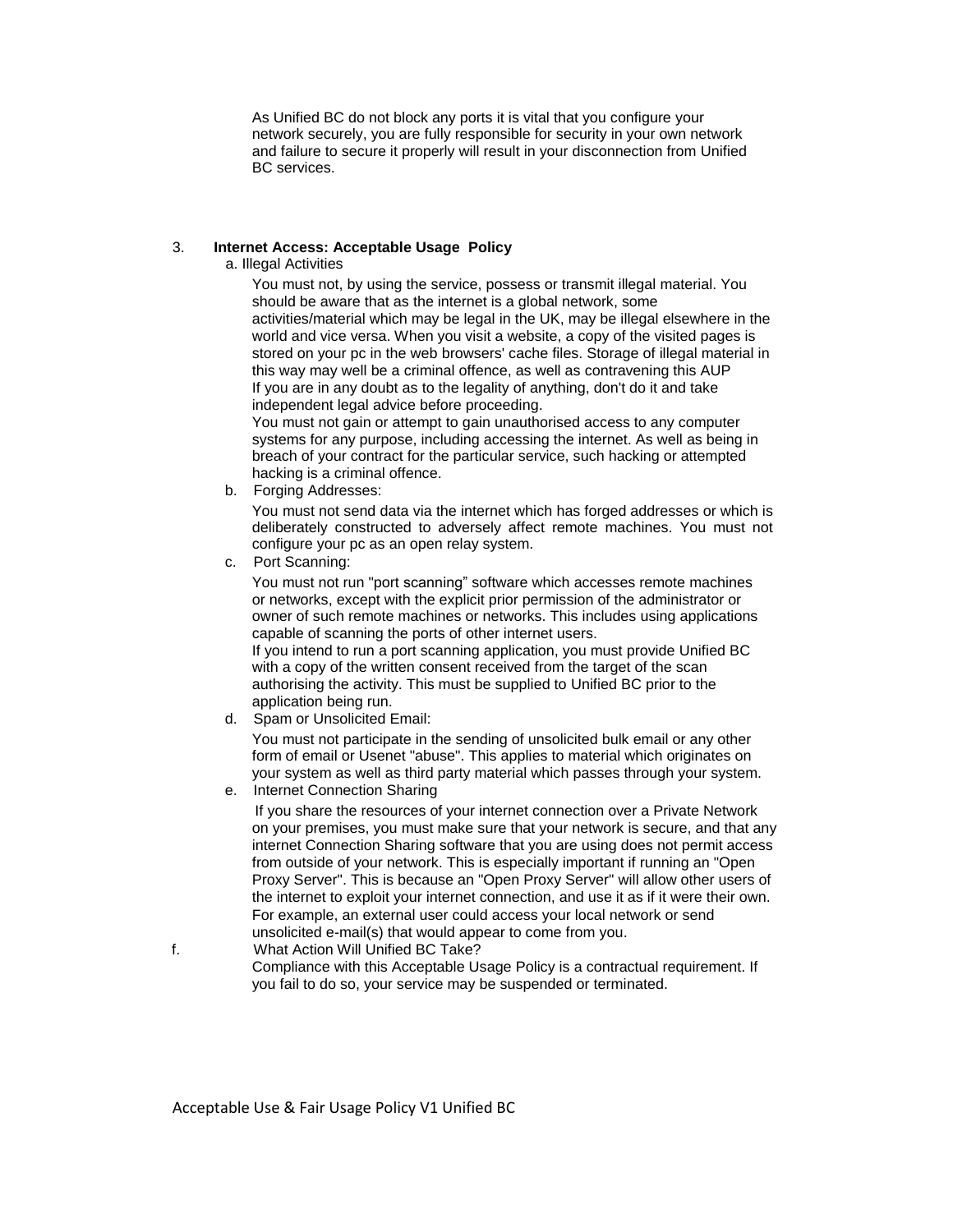As Unified BC do not block any ports it is vital that you configure your network securely, you are fully responsible for security in your own network and failure to secure it properly will result in your disconnection from Unified BC services.

## 3. Internet Access: Acceptable Usage Policy

a. Illegal Activities

You must not, by using the service, possess or transmit illegal material. You should be aware that as the internet is a global network, some activities/material which may be legal in the UK, may be illegal elsewhere in the world and vice versa. When you visit a website, a copy of the visited pages is stored on your pc in the web browsers' cache files. Storage of illegal material in this way may well be a criminal offence, as well as contravening this AUP
If you are in any doubt as to the legality of anything, don't do it and take independent legal advice before proceeding.
You must not gain or attempt to gain unauthorised access to any computer systems for any purpose, including accessing the internet. As well as being in breach of your contract for the particular service, such hacking or attempted hacking is a criminal offence.

b. Forging Addresses:

You must not send data via the internet which has forged addresses or which is deliberately constructed to adversely affect remote machines. You must not configure your pc as an open relay system.

c. Port Scanning:

You must not run "port scanning" software which accesses remote machines or networks, except with the explicit prior permission of the administrator or owner of such remote machines or networks. This includes using applications capable of scanning the ports of other internet users.
If you intend to run a port scanning application, you must provide Unified BC with a copy of the written consent received from the target of the scan authorising the activity. This must be supplied to Unified BC prior to the application being run.

d. Spam or Unsolicited Email:

You must not participate in the sending of unsolicited bulk email or any other form of email or Usenet "abuse". This applies to material which originates on your system as well as third party material which passes through your system.

e. Internet Connection Sharing

If you share the resources of your internet connection over a Private Network on your premises, you must make sure that your network is secure, and that any internet Connection Sharing software that you are using does not permit access from outside of your network. This is especially important if running an "Open Proxy Server". This is because an "Open Proxy Server" will allow other users of the internet to exploit your internet connection, and use it as if it were their own. For example, an external user could access your local network or send unsolicited e-mail(s) that would appear to come from you.

f. What Action Will Unified BC Take?

Compliance with this Acceptable Usage Policy is a contractual requirement. If you fail to do so, your service may be suspended or terminated.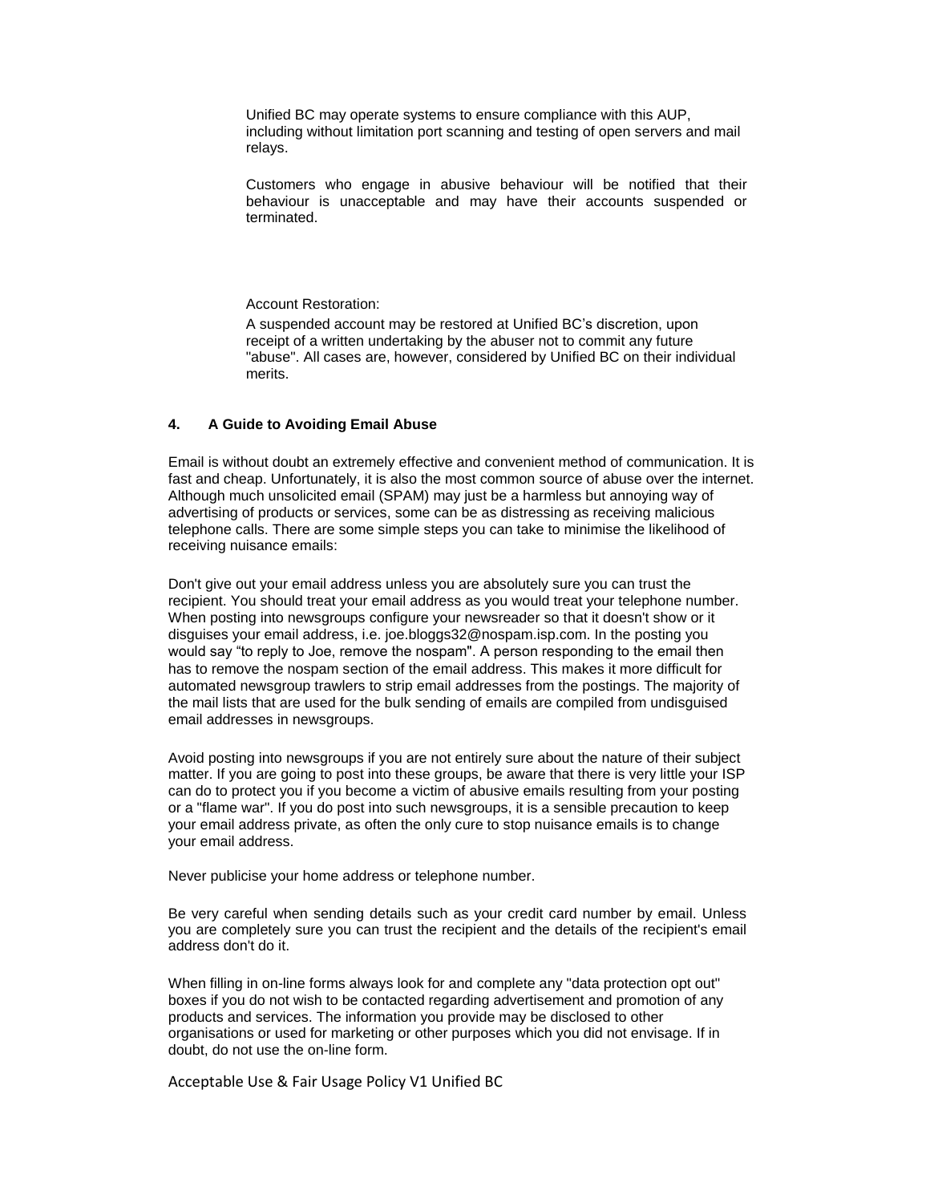Unified BC may operate systems to ensure compliance with this AUP, including without limitation port scanning and testing of open servers and mail relays.

Customers who engage in abusive behaviour will be notified that their behaviour is unacceptable and may have their accounts suspended or terminated.

Account Restoration:

A suspended account may be restored at Unified BC's discretion, upon receipt of a written undertaking by the abuser not to commit any future "abuse". All cases are, however, considered by Unified BC on their individual merits.

## 4. A Guide to Avoiding Email Abuse

Email is without doubt an extremely effective and convenient method of communication. It is fast and cheap. Unfortunately, it is also the most common source of abuse over the internet. Although much unsolicited email (SPAM) may just be a harmless but annoying way of advertising of products or services, some can be as distressing as receiving malicious telephone calls. There are some simple steps you can take to minimise the likelihood of receiving nuisance emails:

Don't give out your email address unless you are absolutely sure you can trust the recipient. You should treat your email address as you would treat your telephone number. When posting into newsgroups configure your newsreader so that it doesn't show or it disguises your email address, i.e. joe.bloggs32@nospam.isp.com. In the posting you would say "to reply to Joe, remove the nospam". A person responding to the email then has to remove the nospam section of the email address. This makes it more difficult for automated newsgroup trawlers to strip email addresses from the postings. The majority of the mail lists that are used for the bulk sending of emails are compiled from undisguised email addresses in newsgroups.

Avoid posting into newsgroups if you are not entirely sure about the nature of their subject matter. If you are going to post into these groups, be aware that there is very little your ISP can do to protect you if you become a victim of abusive emails resulting from your posting or a "flame war". If you do post into such newsgroups, it is a sensible precaution to keep your email address private, as often the only cure to stop nuisance emails is to change your email address.

Never publicise your home address or telephone number.

Be very careful when sending details such as your credit card number by email. Unless you are completely sure you can trust the recipient and the details of the recipient's email address don't do it.

When filling in on-line forms always look for and complete any "data protection opt out" boxes if you do not wish to be contacted regarding advertisement and promotion of any products and services. The information you provide may be disclosed to other organisations or used for marketing or other purposes which you did not envisage. If in doubt, do not use the on-line form.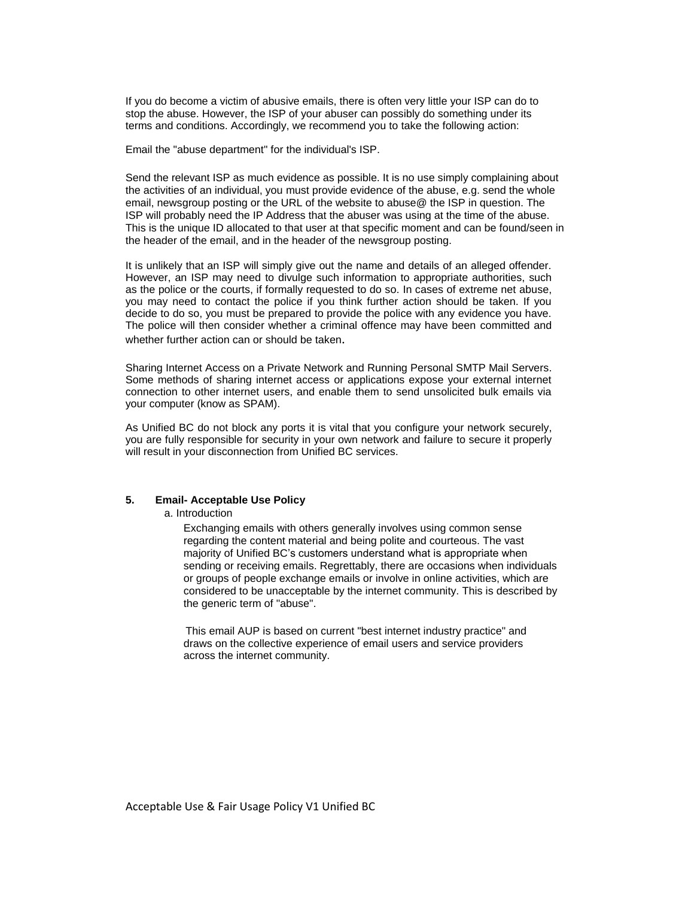If you do become a victim of abusive emails, there is often very little your ISP can do to stop the abuse. However, the ISP of your abuser can possibly do something under its terms and conditions. Accordingly, we recommend you to take the following action:

Email the "abuse department" for the individual's ISP.

Send the relevant ISP as much evidence as possible. It is no use simply complaining about the activities of an individual, you must provide evidence of the abuse, e.g. send the whole email, newsgroup posting or the URL of the website to abuse@ the ISP in question. The ISP will probably need the IP Address that the abuser was using at the time of the abuse. This is the unique ID allocated to that user at that specific moment and can be found/seen in the header of the email, and in the header of the newsgroup posting.

It is unlikely that an ISP will simply give out the name and details of an alleged offender. However, an ISP may need to divulge such information to appropriate authorities, such as the police or the courts, if formally requested to do so. In cases of extreme net abuse, you may need to contact the police if you think further action should be taken. If you decide to do so, you must be prepared to provide the police with any evidence you have. The police will then consider whether a criminal offence may have been committed and whether further action can or should be taken.

Sharing Internet Access on a Private Network and Running Personal SMTP Mail Servers. Some methods of sharing internet access or applications expose your external internet connection to other internet users, and enable them to send unsolicited bulk emails via your computer (know as SPAM).

As Unified BC do not block any ports it is vital that you configure your network securely, you are fully responsible for security in your own network and failure to secure it properly will result in your disconnection from Unified BC services.

## 5. Email- Acceptable Use Policy

a. Introduction

Exchanging emails with others generally involves using common sense regarding the content material and being polite and courteous. The vast majority of Unified BC's customers understand what is appropriate when sending or receiving emails. Regrettably, there are occasions when individuals or groups of people exchange emails or involve in online activities, which are considered to be unacceptable by the internet community. This is described by the generic term of "abuse".

This email AUP is based on current "best internet industry practice" and draws on the collective experience of email users and service providers across the internet community.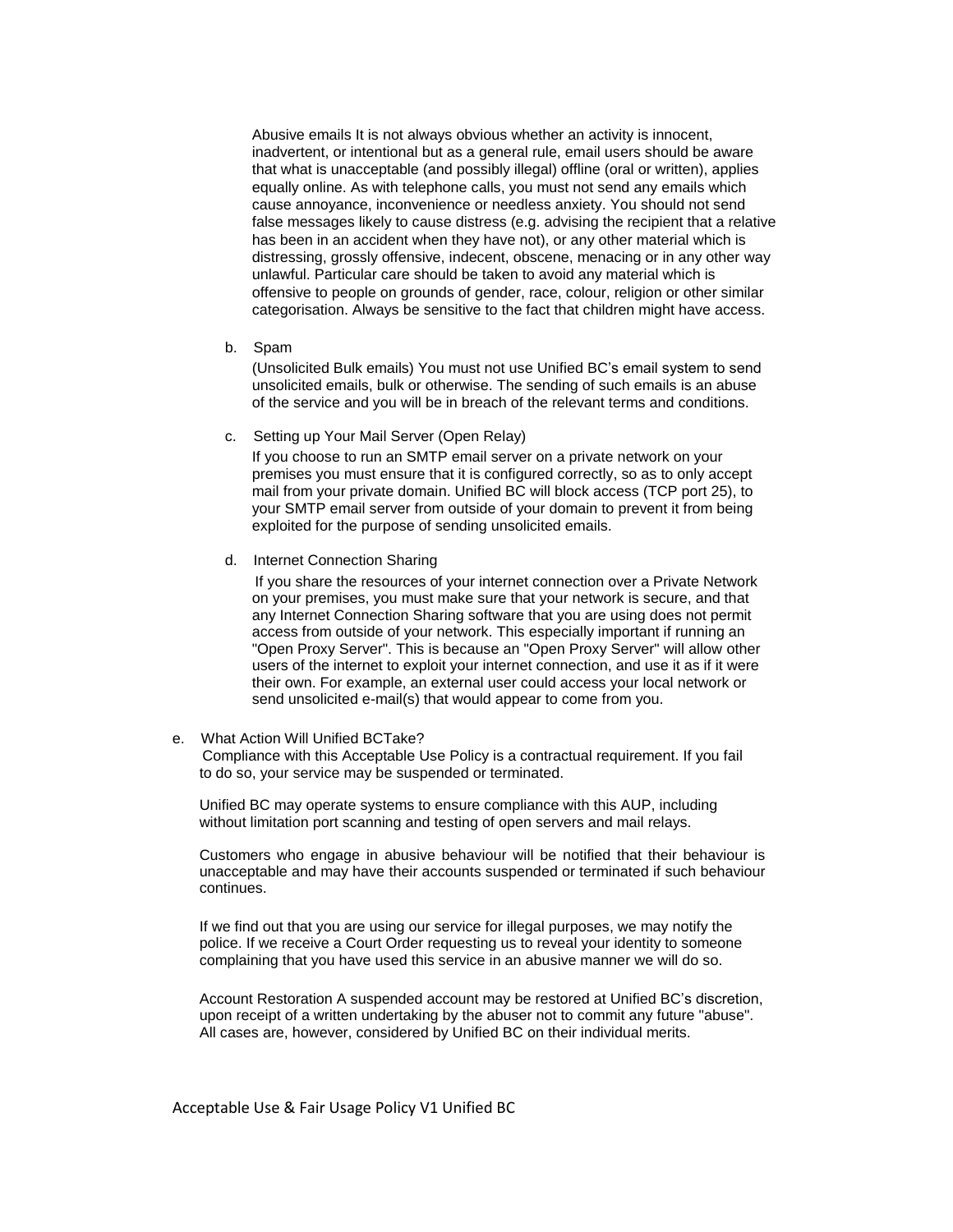Abusive emails It is not always obvious whether an activity is innocent, inadvertent, or intentional but as a general rule, email users should be aware that what is unacceptable (and possibly illegal) offline (oral or written), applies equally online. As with telephone calls, you must not send any emails which cause annoyance, inconvenience or needless anxiety. You should not send false messages likely to cause distress (e.g. advising the recipient that a relative has been in an accident when they have not), or any other material which is distressing, grossly offensive, indecent, obscene, menacing or in any other way unlawful. Particular care should be taken to avoid any material which is offensive to people on grounds of gender, race, colour, religion or other similar categorisation. Always be sensitive to the fact that children might have access.

b. Spam

(Unsolicited Bulk emails) You must not use Unified BC's email system to send unsolicited emails, bulk or otherwise. The sending of such emails is an abuse of the service and you will be in breach of the relevant terms and conditions.

c. Setting up Your Mail Server (Open Relay)

If you choose to run an SMTP email server on a private network on your premises you must ensure that it is configured correctly, so as to only accept mail from your private domain. Unified BC will block access (TCP port 25), to your SMTP email server from outside of your domain to prevent it from being exploited for the purpose of sending unsolicited emails.

d. Internet Connection Sharing

If you share the resources of your internet connection over a Private Network on your premises, you must make sure that your network is secure, and that any Internet Connection Sharing software that you are using does not permit access from outside of your network. This especially important if running an "Open Proxy Server". This is because an "Open Proxy Server" will allow other users of the internet to exploit your internet connection, and use it as if it were their own. For example, an external user could access your local network or send unsolicited e-mail(s) that would appear to come from you.

e. What Action Will Unified BCTake?

Compliance with this Acceptable Use Policy is a contractual requirement. If you fail to do so, your service may be suspended or terminated.

Unified BC may operate systems to ensure compliance with this AUP, including without limitation port scanning and testing of open servers and mail relays.

Customers who engage in abusive behaviour will be notified that their behaviour is unacceptable and may have their accounts suspended or terminated if such behaviour continues.

If we find out that you are using our service for illegal purposes, we may notify the police. If we receive a Court Order requesting us to reveal your identity to someone complaining that you have used this service in an abusive manner we will do so.

Account Restoration A suspended account may be restored at Unified BC's discretion, upon receipt of a written undertaking by the abuser not to commit any future "abuse". All cases are, however, considered by Unified BC on their individual merits.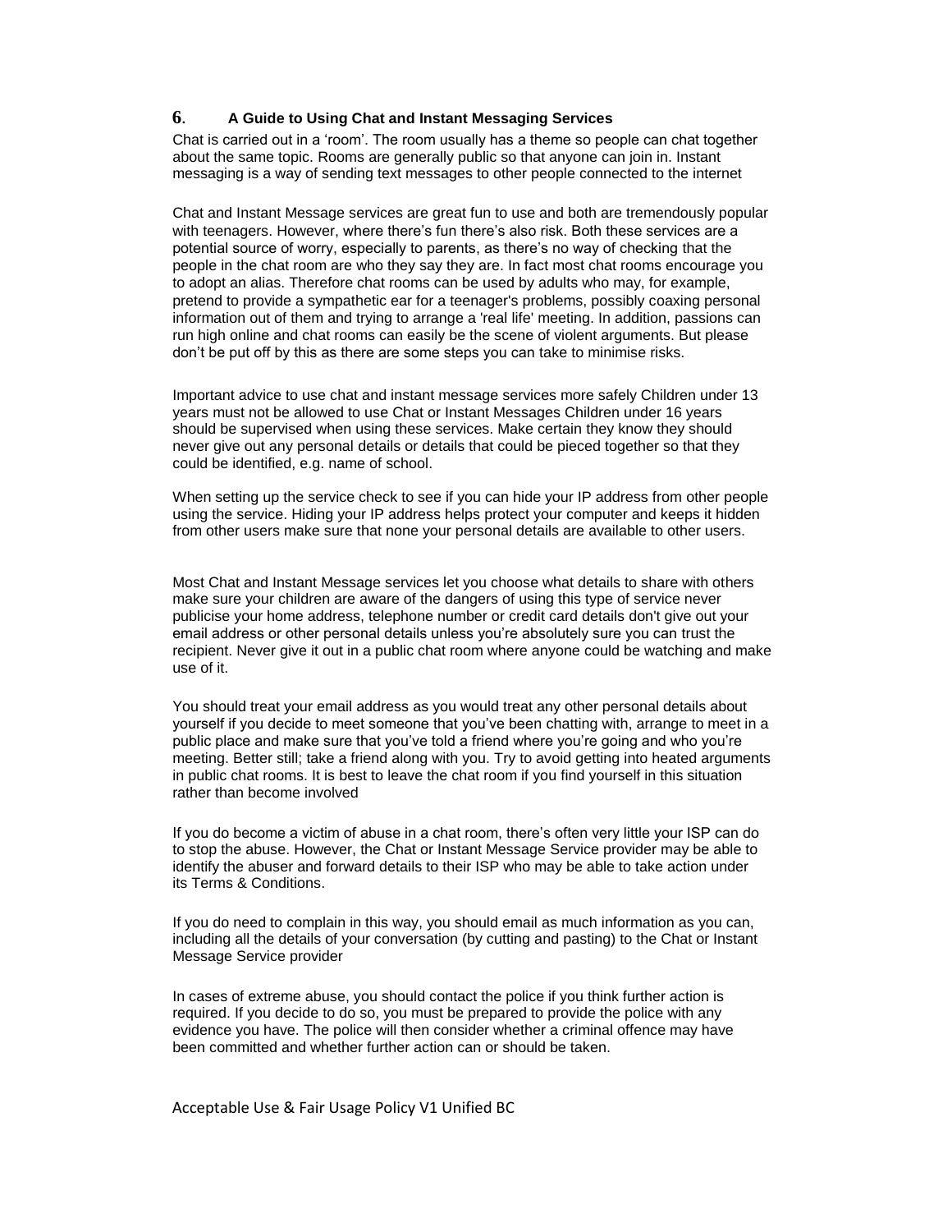## 6. A Guide to Using Chat and Instant Messaging Services

Chat is carried out in a 'room'. The room usually has a theme so people can chat together about the same topic. Rooms are generally public so that anyone can join in. Instant messaging is a way of sending text messages to other people connected to the internet

Chat and Instant Message services are great fun to use and both are tremendously popular with teenagers. However, where there's fun there's also risk. Both these services are a potential source of worry, especially to parents, as there's no way of checking that the people in the chat room are who they say they are. In fact most chat rooms encourage you to adopt an alias. Therefore chat rooms can be used by adults who may, for example, pretend to provide a sympathetic ear for a teenager's problems, possibly coaxing personal information out of them and trying to arrange a 'real life' meeting. In addition, passions can run high online and chat rooms can easily be the scene of violent arguments. But please don't be put off by this as there are some steps you can take to minimise risks.

Important advice to use chat and instant message services more safely Children under 13 years must not be allowed to use Chat or Instant Messages Children under 16 years should be supervised when using these services. Make certain they know they should never give out any personal details or details that could be pieced together so that they could be identified, e.g. name of school.

When setting up the service check to see if you can hide your IP address from other people using the service. Hiding your IP address helps protect your computer and keeps it hidden from other users make sure that none your personal details are available to other users.

Most Chat and Instant Message services let you choose what details to share with others make sure your children are aware of the dangers of using this type of service never publicise your home address, telephone number or credit card details don't give out your email address or other personal details unless you're absolutely sure you can trust the recipient. Never give it out in a public chat room where anyone could be watching and make use of it.

You should treat your email address as you would treat any other personal details about yourself if you decide to meet someone that you've been chatting with, arrange to meet in a public place and make sure that you've told a friend where you're going and who you're meeting. Better still; take a friend along with you. Try to avoid getting into heated arguments in public chat rooms. It is best to leave the chat room if you find yourself in this situation rather than become involved

If you do become a victim of abuse in a chat room, there's often very little your ISP can do to stop the abuse. However, the Chat or Instant Message Service provider may be able to identify the abuser and forward details to their ISP who may be able to take action under its Terms & Conditions.

If you do need to complain in this way, you should email as much information as you can, including all the details of your conversation (by cutting and pasting) to the Chat or Instant Message Service provider

In cases of extreme abuse, you should contact the police if you think further action is required. If you decide to do so, you must be prepared to provide the police with any evidence you have. The police will then consider whether a criminal offence may have been committed and whether further action can or should be taken.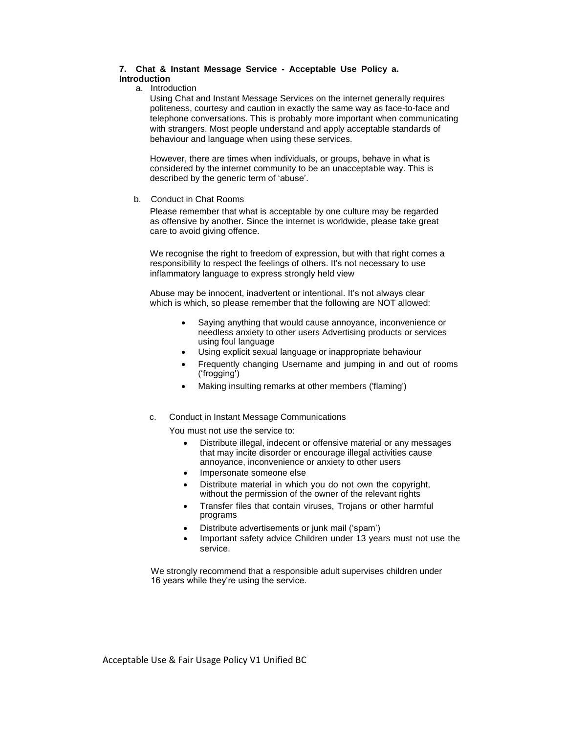**7. Chat & Instant Message Service - Acceptable Use Policy a. Introduction**

a. Introduction

Using Chat and Instant Message Services on the internet generally requires politeness, courtesy and caution in exactly the same way as face-to-face and telephone conversations. This is probably more important when communicating with strangers. Most people understand and apply acceptable standards of behaviour and language when using these services.

However, there are times when individuals, or groups, behave in what is considered by the internet community to be an unacceptable way. This is described by the generic term of 'abuse'.

b. Conduct in Chat Rooms

Please remember that what is acceptable by one culture may be regarded as offensive by another. Since the internet is worldwide, please take great care to avoid giving offence.

We recognise the right to freedom of expression, but with that right comes a responsibility to respect the feelings of others. It's not necessary to use inflammatory language to express strongly held view

Abuse may be innocent, inadvertent or intentional. It's not always clear which is which, so please remember that the following are NOT allowed:

- Saying anything that would cause annoyance, inconvenience or needless anxiety to other users Advertising products or services using foul language
- Using explicit sexual language or inappropriate behaviour
- Frequently changing Username and jumping in and out of rooms ('frogging')
- Making insulting remarks at other members ('flaming')

c. Conduct in Instant Message Communications

You must not use the service to:

- Distribute illegal, indecent or offensive material or any messages that may incite disorder or encourage illegal activities cause annoyance, inconvenience or anxiety to other users
- Impersonate someone else
- Distribute material in which you do not own the copyright, without the permission of the owner of the relevant rights
- Transfer files that contain viruses, Trojans or other harmful programs
- Distribute advertisements or junk mail ('spam')
- Important safety advice Children under 13 years must not use the service.

We strongly recommend that a responsible adult supervises children under 16 years while they're using the service.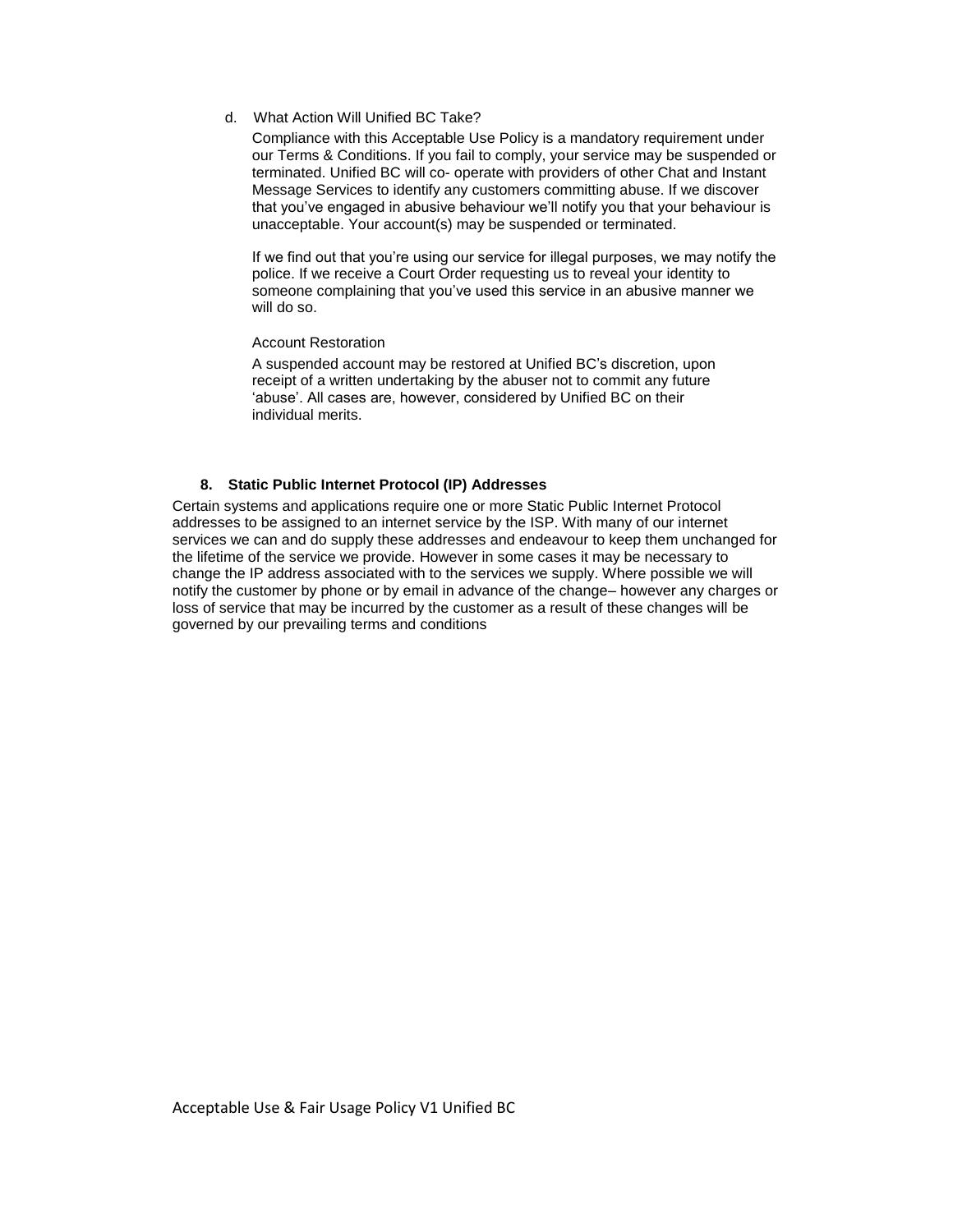d. What Action Will Unified BC Take?

Compliance with this Acceptable Use Policy is a mandatory requirement under our Terms & Conditions. If you fail to comply, your service may be suspended or terminated. Unified BC will co- operate with providers of other Chat and Instant Message Services to identify any customers committing abuse. If we discover that you've engaged in abusive behaviour we'll notify you that your behaviour is unacceptable. Your account(s) may be suspended or terminated.

If we find out that you're using our service for illegal purposes, we may notify the police. If we receive a Court Order requesting us to reveal your identity to someone complaining that you've used this service in an abusive manner we will do so.

Account Restoration

A suspended account may be restored at Unified BC's discretion, upon receipt of a written undertaking by the abuser not to commit any future 'abuse'. All cases are, however, considered by Unified BC on their individual merits.

### 8. Static Public Internet Protocol (IP) Addresses

Certain systems and applications require one or more Static Public Internet Protocol addresses to be assigned to an internet service by the ISP. With many of our internet services we can and do supply these addresses and endeavour to keep them unchanged for the lifetime of the service we provide. However in some cases it may be necessary to change the IP address associated with to the services we supply. Where possible we will notify the customer by phone or by email in advance of the change– however any charges or loss of service that may be incurred by the customer as a result of these changes will be governed by our prevailing terms and conditions